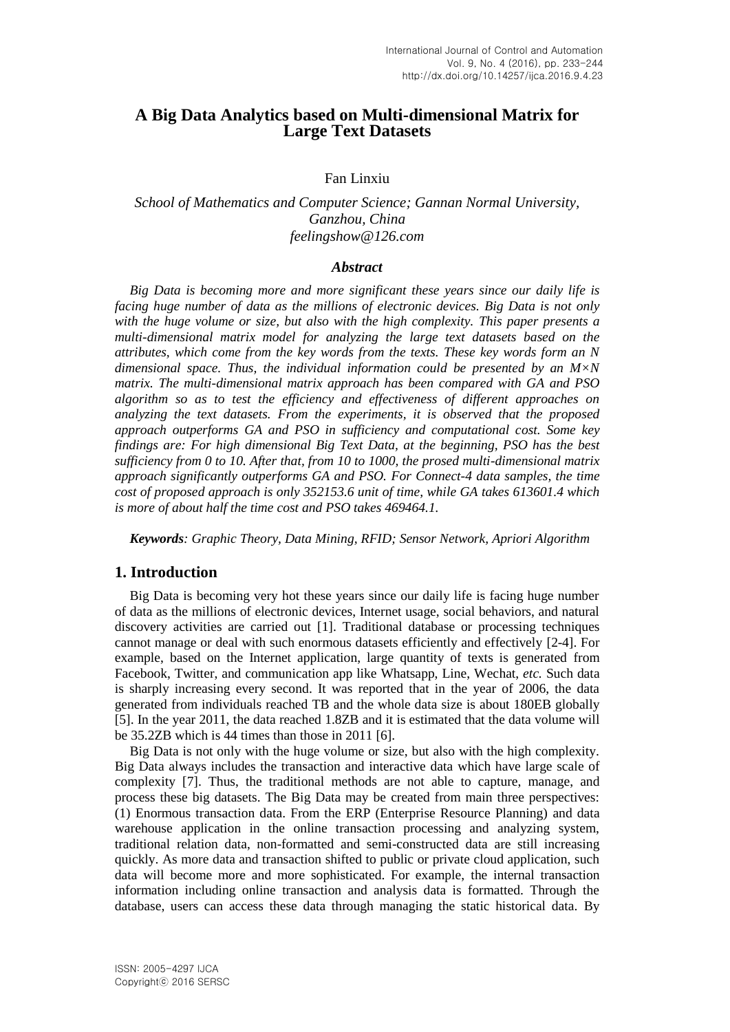# A Big Data Analytics based on Multi-dimensional Matrix for Large Text Datasets

Fan Linxiu

*School of Mathematics and Computer Science; Gannan Normal University, Ganzhou, China*
*feelingshow@126.com*

### *Abstract*

*Big Data is becoming more and more significant these years since our daily life is facing huge number of data as the millions of electronic devices. Big Data is not only with the huge volume or size, but also with the high complexity. This paper presents a multi-dimensional matrix model for analyzing the large text datasets based on the attributes, which come from the key words from the texts. These key words form an N dimensional space. Thus, the individual information could be presented by an M×N matrix. The multi-dimensional matrix approach has been compared with GA and PSO algorithm so as to test the efficiency and effectiveness of different approaches on analyzing the text datasets. From the experiments, it is observed that the proposed approach outperforms GA and PSO in sufficiency and computational cost. Some key findings are: For high dimensional Big Text Data, at the beginning, PSO has the best sufficiency from 0 to 10. After that, from 10 to 1000, the prosed multi-dimensional matrix approach significantly outperforms GA and PSO. For Connect-4 data samples, the time cost of proposed approach is only 352153.6 unit of time, while GA takes 613601.4 which is more of about half the time cost and PSO takes 469464.1.*

***Keywords**: Graphic Theory, Data Mining, RFID; Sensor Network, Apriori Algorithm*

## 1. Introduction

Big Data is becoming very hot these years since our daily life is facing huge number of data as the millions of electronic devices, Internet usage, social behaviors, and natural discovery activities are carried out [1]. Traditional database or processing techniques cannot manage or deal with such enormous datasets efficiently and effectively [2-4]. For example, based on the Internet application, large quantity of texts is generated from Facebook, Twitter, and communication app like Whatsapp, Line, Wechat, *etc.* Such data is sharply increasing every second. It was reported that in the year of 2006, the data generated from individuals reached TB and the whole data size is about 180EB globally [5]. In the year 2011, the data reached 1.8ZB and it is estimated that the data volume will be 35.2ZB which is 44 times than those in 2011 [6].

Big Data is not only with the huge volume or size, but also with the high complexity. Big Data always includes the transaction and interactive data which have large scale of complexity [7]. Thus, the traditional methods are not able to capture, manage, and process these big datasets. The Big Data may be created from main three perspectives: (1) Enormous transaction data. From the ERP (Enterprise Resource Planning) and data warehouse application in the online transaction processing and analyzing system, traditional relation data, non-formatted and semi-constructed data are still increasing quickly. As more data and transaction shifted to public or private cloud application, such data will become more and more sophisticated. For example, the internal transaction information including online transaction and analysis data is formatted. Through the database, users can access these data through managing the static historical data. By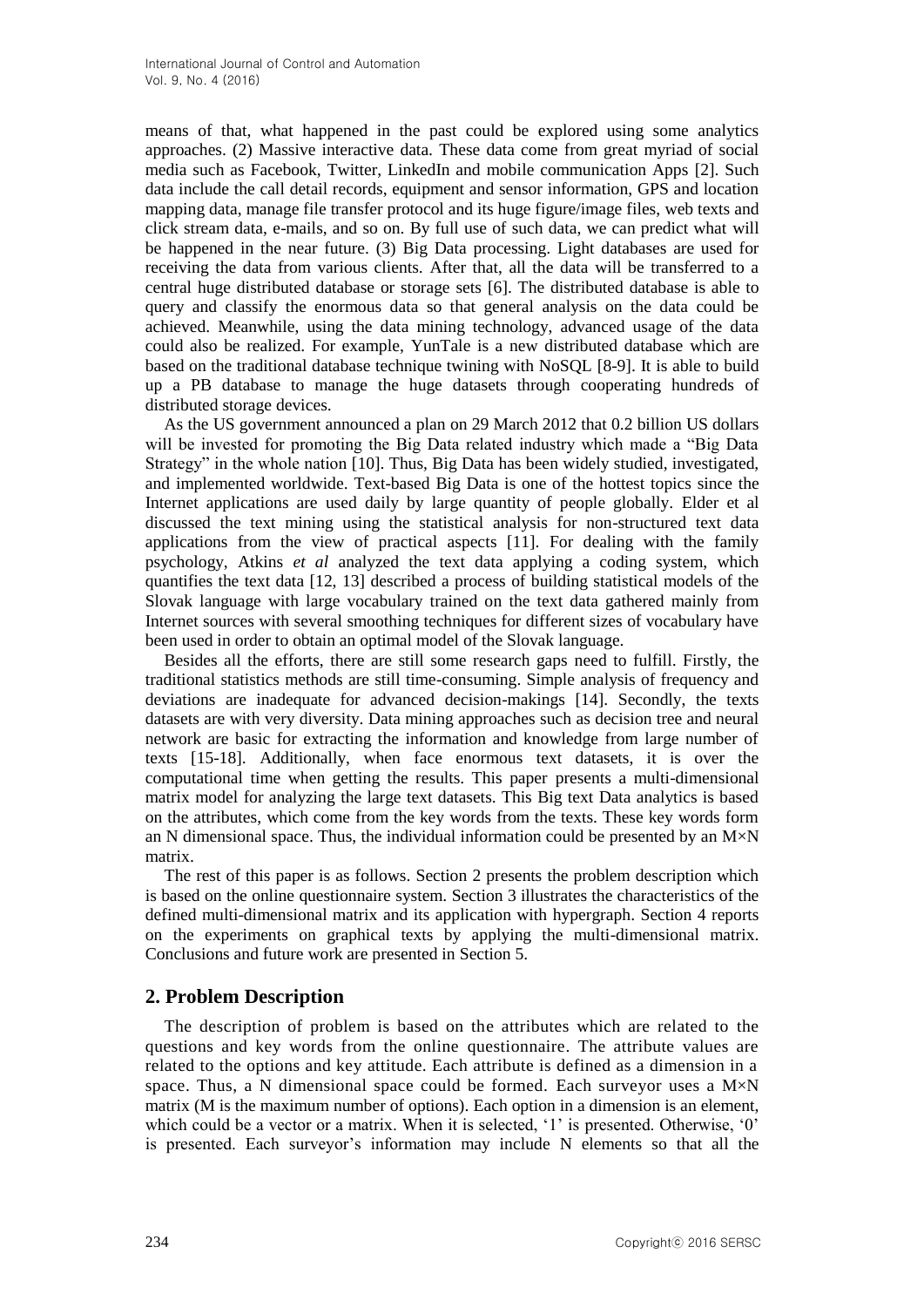means of that, what happened in the past could be explored using some analytics approaches. (2) Massive interactive data. These data come from great myriad of social media such as Facebook, Twitter, LinkedIn and mobile communication Apps [2]. Such data include the call detail records, equipment and sensor information, GPS and location mapping data, manage file transfer protocol and its huge figure/image files, web texts and click stream data, e-mails, and so on. By full use of such data, we can predict what will be happened in the near future. (3) Big Data processing. Light databases are used for receiving the data from various clients. After that, all the data will be transferred to a central huge distributed database or storage sets [6]. The distributed database is able to query and classify the enormous data so that general analysis on the data could be achieved. Meanwhile, using the data mining technology, advanced usage of the data could also be realized. For example, YunTale is a new distributed database which are based on the traditional database technique twining with NoSQL [8-9]. It is able to build up a PB database to manage the huge datasets through cooperating hundreds of distributed storage devices.

As the US government announced a plan on 29 March 2012 that 0.2 billion US dollars will be invested for promoting the Big Data related industry which made a "Big Data Strategy" in the whole nation [10]. Thus, Big Data has been widely studied, investigated, and implemented worldwide. Text-based Big Data is one of the hottest topics since the Internet applications are used daily by large quantity of people globally. Elder et al discussed the text mining using the statistical analysis for non-structured text data applications from the view of practical aspects [11]. For dealing with the family psychology, Atkins *et al* analyzed the text data applying a coding system, which quantifies the text data [12, 13] described a process of building statistical models of the Slovak language with large vocabulary trained on the text data gathered mainly from Internet sources with several smoothing techniques for different sizes of vocabulary have been used in order to obtain an optimal model of the Slovak language.

Besides all the efforts, there are still some research gaps need to fulfill. Firstly, the traditional statistics methods are still time-consuming. Simple analysis of frequency and deviations are inadequate for advanced decision-makings [14]. Secondly, the texts datasets are with very diversity. Data mining approaches such as decision tree and neural network are basic for extracting the information and knowledge from large number of texts [15-18]. Additionally, when face enormous text datasets, it is over the computational time when getting the results. This paper presents a multi-dimensional matrix model for analyzing the large text datasets. This Big text Data analytics is based on the attributes, which come from the key words from the texts. These key words form an N dimensional space. Thus, the individual information could be presented by an $M \times N$ matrix.

The rest of this paper is as follows. Section 2 presents the problem description which is based on the online questionnaire system. Section 3 illustrates the characteristics of the defined multi-dimensional matrix and its application with hypergraph. Section 4 reports on the experiments on graphical texts by applying the multi-dimensional matrix. Conclusions and future work are presented in Section 5.

## 2. Problem Description

The description of problem is based on the attributes which are related to the questions and key words from the online questionnaire. The attribute values are related to the options and key attitude. Each attribute is defined as a dimension in a space. Thus, a N dimensional space could be formed. Each surveyor uses a $M \times N$ matrix (M is the maximum number of options). Each option in a dimension is an element, which could be a vector or a matrix. When it is selected, '1' is presented. Otherwise, '0' is presented. Each surveyor's information may include N elements so that all the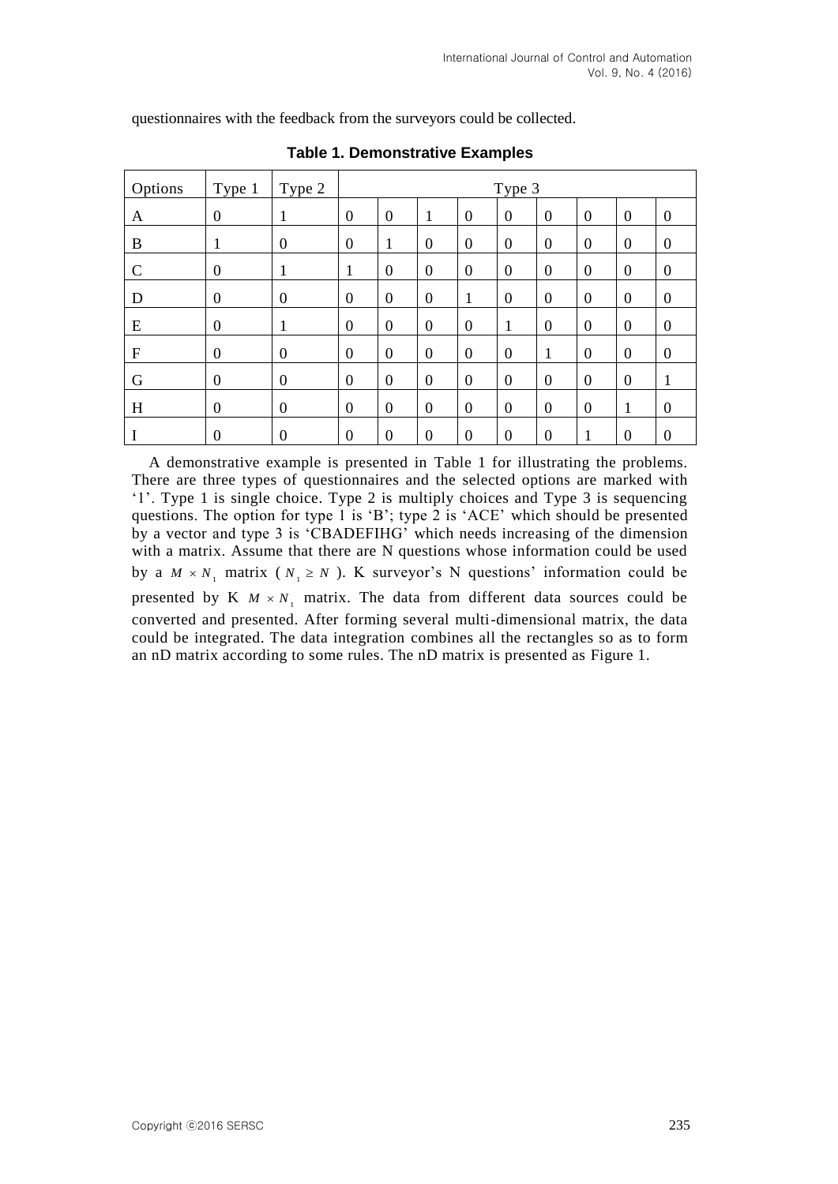questionnaires with the feedback from the surveyors could be collected.

**Table 1. Demonstrative Examples**

| Options | Type 1 | Type 2 | Type 3 | | | | | | | | |
|---|---|---|---|---|---|---|---|---|---|---|---|
| A | 0 | 1 | 0 | 0 | 1 | 0 | 0 | 0 | 0 | 0 | 0 |
| B | 1 | 0 | 0 | 1 | 0 | 0 | 0 | 0 | 0 | 0 | 0 |
| C | 0 | 1 | 1 | 0 | 0 | 0 | 0 | 0 | 0 | 0 | 0 |
| D | 0 | 0 | 0 | 0 | 0 | 1 | 0 | 0 | 0 | 0 | 0 |
| E | 0 | 1 | 0 | 0 | 0 | 0 | 1 | 0 | 0 | 0 | 0 |
| F | 0 | 0 | 0 | 0 | 0 | 0 | 0 | 1 | 0 | 0 | 0 |
| G | 0 | 0 | 0 | 0 | 0 | 0 | 0 | 0 | 0 | 0 | 1 |
| H | 0 | 0 | 0 | 0 | 0 | 0 | 0 | 0 | 0 | 1 | 0 |
| I | 0 | 0 | 0 | 0 | 0 | 0 | 0 | 0 | 1 | 0 | 0 |

A demonstrative example is presented in Table 1 for illustrating the problems. There are three types of questionnaires and the selected options are marked with '1'. Type 1 is single choice. Type 2 is multiply choices and Type 3 is sequencing questions. The option for type 1 is 'B'; type 2 is 'ACE' which should be presented by a vector and type 3 is 'CBADEFIHG' which needs increasing of the dimension with a matrix. Assume that there are N questions whose information could be used by a $M \times N_1$ matrix ( $N_1 \geq N$ ). K surveyor's N questions' information could be presented by K $M \times N_1$ matrix. The data from different data sources could be converted and presented. After forming several multi-dimensional matrix, the data could be integrated. The data integration combines all the rectangles so as to form an nD matrix according to some rules. The nD matrix is presented as Figure 1.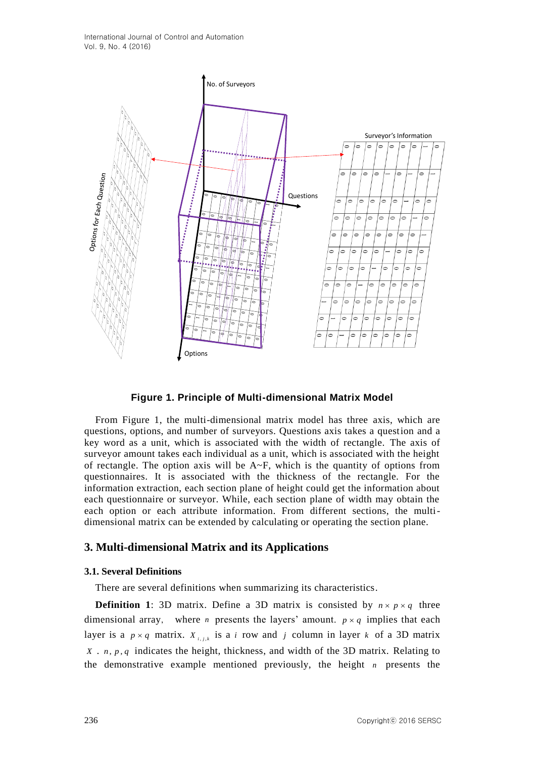**Figure 1. Principle of Multi-dimensional Matrix Model**

From Figure 1, the multi-dimensional matrix model has three axis, which are questions, options, and number of surveyors. Questions axis takes a question and a key word as a unit, which is associated with the width of rectangle. The axis of surveyor amount takes each individual as a unit, which is associated with the height of rectangle. The option axis will be A~F, which is the quantity of options from questionnaires. It is associated with the thickness of the rectangle. For the information extraction, each section plane of height could get the information about each questionnaire or surveyor. While, each section plane of width may obtain the each option or each attribute information. From different sections, the multi-dimensional matrix can be extended by calculating or operating the section plane.

## 3. Multi-dimensional Matrix and its Applications

### 3.1. Several Definitions

There are several definitions when summarizing its characteristics.

**Definition 1**: 3D matrix. Define a 3D matrix is consisted by $n \times p \times q$ three dimensional array, where $n$ presents the layers' amount. $p \times q$ implies that each layer is a $p \times q$ matrix. $X_{i,j,k}$ is a $i$ row and $j$ column in layer $k$ of a 3D matrix $X$. $n, p, q$ indicates the height, thickness, and width of the 3D matrix. Relating to the demonstrative example mentioned previously, the height $n$ presents the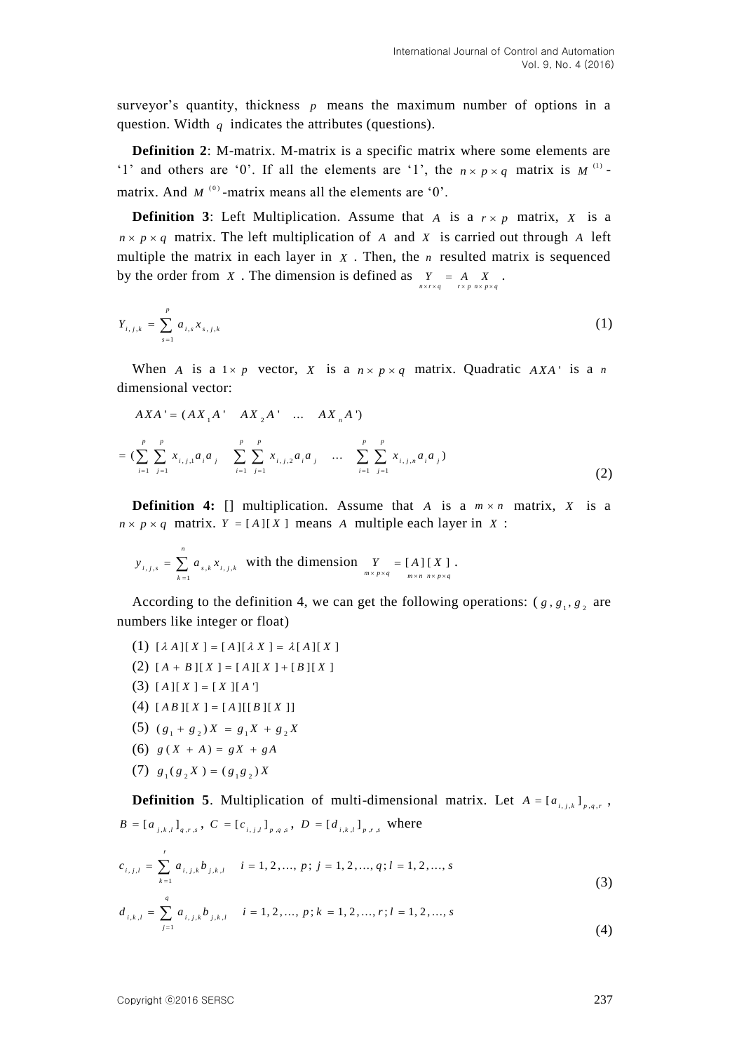surveyor's quantity, thickness $p$ means the maximum number of options in a question. Width $q$ indicates the attributes (questions).

**Definition 2**: M-matrix. M-matrix is a specific matrix where some elements are '1' and others are '0'. If all the elements are '1', the $n \times p \times q$ matrix is $M^{(1)}$-matrix. And $M^{(0)}$-matrix means all the elements are '0'.

**Definition 3**: Left Multiplication. Assume that $A$ is a $r \times p$ matrix, $X$ is a $n \times p \times q$ matrix. The left multiplication of $A$ and $X$ is carried out through $A$ left multiple the matrix in each layer in $X$. Then, the $n$ resulted matrix is sequenced by the order from $X$. The dimension is defined as $\underset{n \times r \times q}{Y} = \underset{r \times p}{A} \underset{n \times p \times q}{X}$.

$$Y_{i,j,k} = \sum_{s=1}^{p} a_{i,s} x_{s,j,k} \tag{1}$$

When $A$ is a $1 \times p$ vector, $X$ is a $n \times p \times q$ matrix. Quadratic $AXA'$ is a $n$ dimensional vector:

$$AXA' = (AX_1A' \quad AX_2A' \quad \dots \quad AX_nA')$$

$$= (\sum_{i=1}^{p}\sum_{j=1}^{p} x_{i,j,1}a_i a_j \quad \sum_{i=1}^{p}\sum_{j=1}^{p} x_{i,j,2}a_i a_j \quad \dots \quad \sum_{i=1}^{p}\sum_{j=1}^{p} x_{i,j,n}a_i a_j) \tag{2}$$

**Definition 4:** [] multiplication. Assume that $A$ is a $m \times n$ matrix, $X$ is a $n \times p \times q$ matrix. $Y = [A][X]$ means $A$ multiple each layer in $X$:

$y_{i,j,s} = \sum_{k=1}^{n} a_{s,k} x_{i,j,k}$ with the dimension $\underset{m \times p \times q}{Y} = \underset{m \times n}{[A]} \underset{n \times p \times q}{[X]}$.

According to the definition 4, we can get the following operations: ($g, g_1, g_2$ are numbers like integer or float)

(1) $[\lambda A][X] = [A][\lambda X] = \lambda [A][X]$

(2) $[A + B][X] = [A][X] + [B][X]$

(3) $[A][X] = [X][A']$

(4) $[AB][X] = [A][[B][X]]$

(5) $(g_1 + g_2)X = g_1 X + g_2 X$

(6) $g(X + A) = gX + gA$

(7) $g_1(g_2 X) = (g_1 g_2)X$

**Definition 5**. Multiplication of multi-dimensional matrix. Let $A = [a_{i,j,k}]_{p,q,r}$, $B = [a_{j,k,l}]_{q,r,s}$, $C = [c_{i,j,l}]_{p,q,s}$, $D = [d_{i,k,l}]_{p,r,s}$ where

$$c_{i,j,l} = \sum_{k=1}^{r} a_{i,j,k} b_{j,k,l} \quad i = 1,2,\dots,p;\ j = 1,2,\dots,q; l = 1,2,\dots,s \tag{3}$$

$$d_{i,k,l} = \sum_{j=1}^{q} a_{i,j,k} b_{j,k,l} \quad i = 1,2,\dots,p; k = 1,2,\dots,r; l = 1,2,\dots,s \tag{4}$$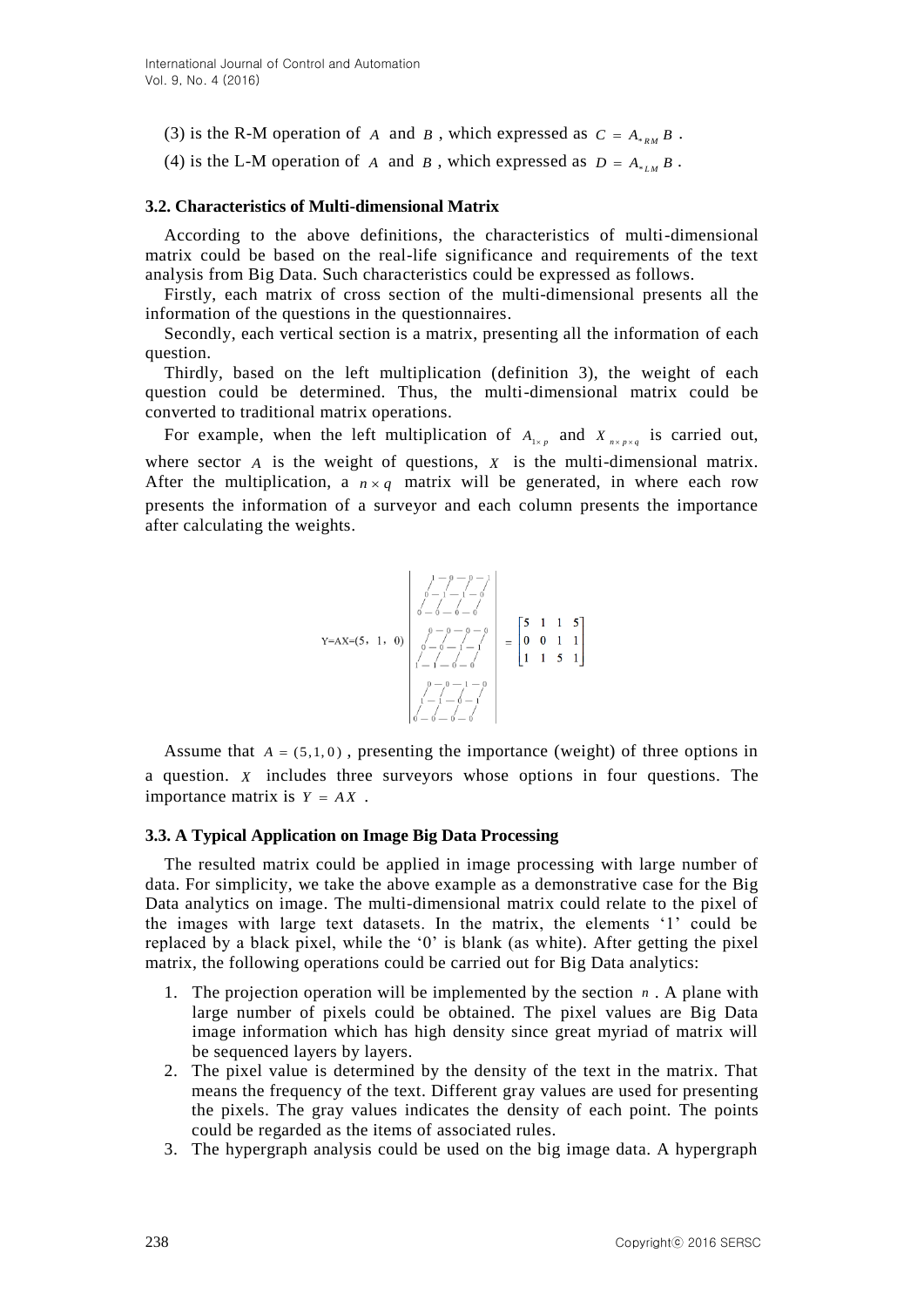(3) is the R-M operation of $A$ and $B$, which expressed as $C = A_{*RM} B$.

(4) is the L-M operation of $A$ and $B$, which expressed as $D = A_{*LM} B$.

### 3.2. Characteristics of Multi-dimensional Matrix

According to the above definitions, the characteristics of multi-dimensional matrix could be based on the real-life significance and requirements of the text analysis from Big Data. Such characteristics could be expressed as follows.

Firstly, each matrix of cross section of the multi-dimensional presents all the information of the questions in the questionnaires.

Secondly, each vertical section is a matrix, presenting all the information of each question.

Thirdly, based on the left multiplication (definition 3), the weight of each question could be determined. Thus, the multi-dimensional matrix could be converted to traditional matrix operations.

For example, when the left multiplication of $A_{1\times p}$ and $X_{n\times p\times q}$ is carried out, where sector $A$ is the weight of questions, $X$ is the multi-dimensional matrix. After the multiplication, a $n\times q$ matrix will be generated, in where each row presents the information of a surveyor and each column presents the importance after calculating the weights.

$$
Y = AX = (5, 1, 0)\left|\begin{matrix} \begin{matrix} 1 - 0 - 0 - 1 \\ 0 - 1 - 1 - 0 \\ 0 - 0 - 0 - 0 \end{matrix} \\ \\ \begin{matrix} 0 - 0 - 0 - 0 \\ 0 - 0 - 1 - 1 \\ 1 - 1 - 0 - 0 \end{matrix} \\ \\ \begin{matrix} 0 - 0 - 1 - 0 \\ 1 - 1 - 0 - 1 \\ 0 - 0 - 0 - 0 \end{matrix} \end{matrix}\right| = \begin{bmatrix} 5 & 1 & 1 & 5 \\ 0 & 0 & 1 & 1 \\ 1 & 1 & 5 & 1 \end{bmatrix}
$$

Assume that $A = (5, 1, 0)$, presenting the importance (weight) of three options in a question. $X$ includes three surveyors whose options in four questions. The importance matrix is $Y = AX$.

### 3.3. A Typical Application on Image Big Data Processing

The resulted matrix could be applied in image processing with large number of data. For simplicity, we take the above example as a demonstrative case for the Big Data analytics on image. The multi-dimensional matrix could relate to the pixel of the images with large text datasets. In the matrix, the elements '1' could be replaced by a black pixel, while the '0' is blank (as white). After getting the pixel matrix, the following operations could be carried out for Big Data analytics:

1. The projection operation will be implemented by the section $n$. A plane with large number of pixels could be obtained. The pixel values are Big Data image information which has high density since great myriad of matrix will be sequenced layers by layers.
2. The pixel value is determined by the density of the text in the matrix. That means the frequency of the text. Different gray values are used for presenting the pixels. The gray values indicates the density of each point. The points could be regarded as the items of associated rules.
3. The hypergraph analysis could be used on the big image data. A hypergraph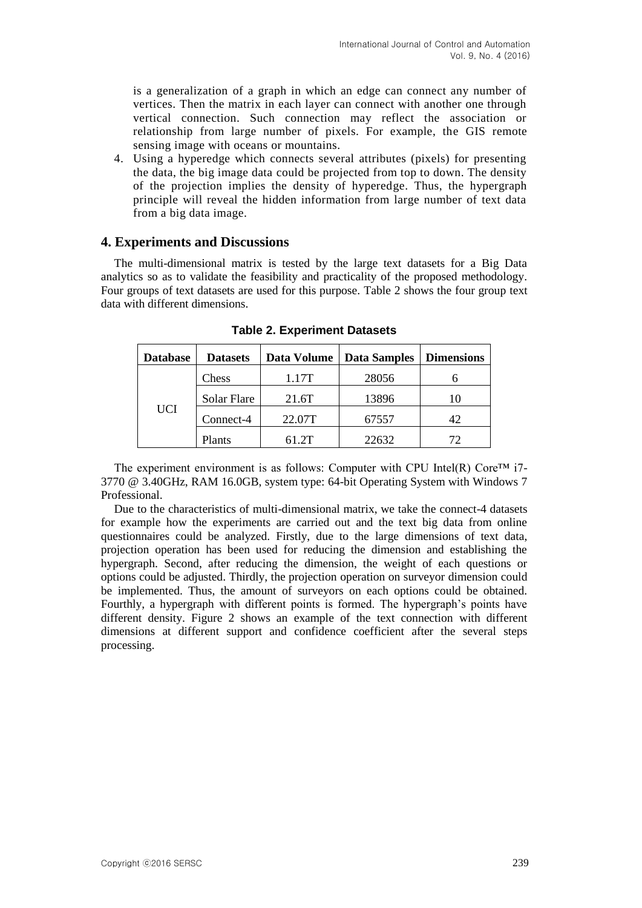is a generalization of a graph in which an edge can connect any number of vertices. Then the matrix in each layer can connect with another one through vertical connection. Such connection may reflect the association or relationship from large number of pixels. For example, the GIS remote sensing image with oceans or mountains.

4. Using a hyperedge which connects several attributes (pixels) for presenting the data, the big image data could be projected from top to down. The density of the projection implies the density of hyperedge. Thus, the hypergraph principle will reveal the hidden information from large number of text data from a big data image.

## 4. Experiments and Discussions

The multi-dimensional matrix is tested by the large text datasets for a Big Data analytics so as to validate the feasibility and practicality of the proposed methodology. Four groups of text datasets are used for this purpose. Table 2 shows the four group text data with different dimensions.

**Table 2. Experiment Datasets**

| Database | Datasets | Data Volume | Data Samples | Dimensions |
|---|---|---|---|---|
| UCI | Chess | 1.17T | 28056 | 6 |
| | Solar Flare | 21.6T | 13896 | 10 |
| | Connect-4 | 22.07T | 67557 | 42 |
| | Plants | 61.2T | 22632 | 72 |

The experiment environment is as follows: Computer with CPU Intel(R) Core™ i7-3770 @ 3.40GHz, RAM 16.0GB, system type: 64-bit Operating System with Windows 7 Professional.

Due to the characteristics of multi-dimensional matrix, we take the connect-4 datasets for example how the experiments are carried out and the text big data from online questionnaires could be analyzed. Firstly, due to the large dimensions of text data, projection operation has been used for reducing the dimension and establishing the hypergraph. Second, after reducing the dimension, the weight of each questions or options could be adjusted. Thirdly, the projection operation on surveyor dimension could be implemented. Thus, the amount of surveyors on each options could be obtained. Fourthly, a hypergraph with different points is formed. The hypergraph's points have different density. Figure 2 shows an example of the text connection with different dimensions at different support and confidence coefficient after the several steps processing.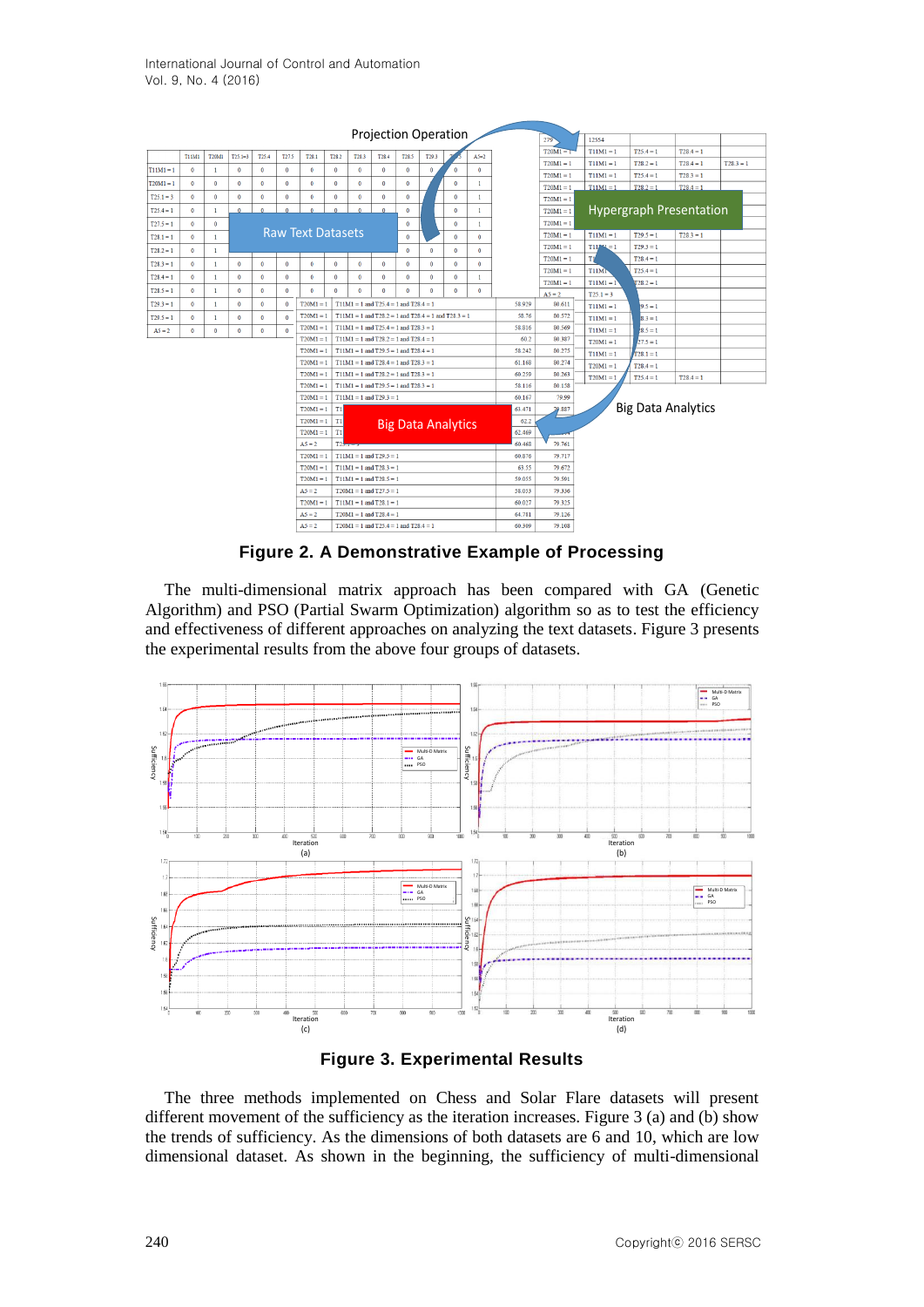**Figure 2. A Demonstrative Example of Processing**

The multi-dimensional matrix approach has been compared with GA (Genetic Algorithm) and PSO (Partial Swarm Optimization) algorithm so as to test the efficiency and effectiveness of different approaches on analyzing the text datasets. Figure 3 presents the experimental results from the above four groups of datasets.

**Figure 3. Experimental Results**

The three methods implemented on Chess and Solar Flare datasets will present different movement of the sufficiency as the iteration increases. Figure 3 (a) and (b) show the trends of sufficiency. As the dimensions of both datasets are 6 and 10, which are low dimensional dataset. As shown in the beginning, the sufficiency of multi-dimensional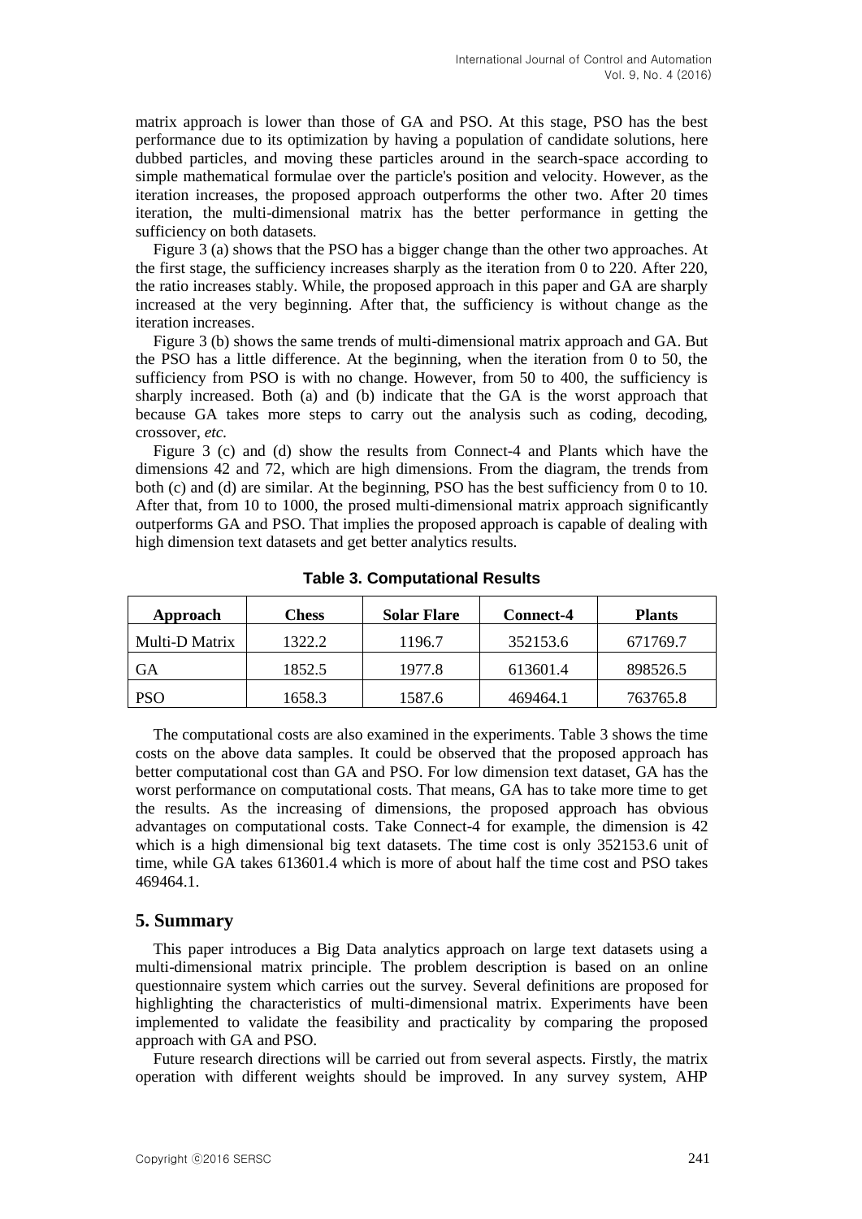matrix approach is lower than those of GA and PSO. At this stage, PSO has the best performance due to its optimization by having a population of candidate solutions, here dubbed particles, and moving these particles around in the search-space according to simple mathematical formulae over the particle's position and velocity. However, as the iteration increases, the proposed approach outperforms the other two. After 20 times iteration, the multi-dimensional matrix has the better performance in getting the sufficiency on both datasets.

Figure 3 (a) shows that the PSO has a bigger change than the other two approaches. At the first stage, the sufficiency increases sharply as the iteration from 0 to 220. After 220, the ratio increases stably. While, the proposed approach in this paper and GA are sharply increased at the very beginning. After that, the sufficiency is without change as the iteration increases.

Figure 3 (b) shows the same trends of multi-dimensional matrix approach and GA. But the PSO has a little difference. At the beginning, when the iteration from 0 to 50, the sufficiency from PSO is with no change. However, from 50 to 400, the sufficiency is sharply increased. Both (a) and (b) indicate that the GA is the worst approach that because GA takes more steps to carry out the analysis such as coding, decoding, crossover, *etc.*

Figure 3 (c) and (d) show the results from Connect-4 and Plants which have the dimensions 42 and 72, which are high dimensions. From the diagram, the trends from both (c) and (d) are similar. At the beginning, PSO has the best sufficiency from 0 to 10. After that, from 10 to 1000, the prosed multi-dimensional matrix approach significantly outperforms GA and PSO. That implies the proposed approach is capable of dealing with high dimension text datasets and get better analytics results.

**Table 3. Computational Results**

| Approach | Chess | Solar Flare | Connect-4 | Plants |
|---|---|---|---|---|
| Multi-D Matrix | 1322.2 | 1196.7 | 352153.6 | 671769.7 |
| GA | 1852.5 | 1977.8 | 613601.4 | 898526.5 |
| PSO | 1658.3 | 1587.6 | 469464.1 | 763765.8 |

The computational costs are also examined in the experiments. Table 3 shows the time costs on the above data samples. It could be observed that the proposed approach has better computational cost than GA and PSO. For low dimension text dataset, GA has the worst performance on computational costs. That means, GA has to take more time to get the results. As the increasing of dimensions, the proposed approach has obvious advantages on computational costs. Take Connect-4 for example, the dimension is 42 which is a high dimensional big text datasets. The time cost is only 352153.6 unit of time, while GA takes 613601.4 which is more of about half the time cost and PSO takes 469464.1.

## 5. Summary

This paper introduces a Big Data analytics approach on large text datasets using a multi-dimensional matrix principle. The problem description is based on an online questionnaire system which carries out the survey. Several definitions are proposed for highlighting the characteristics of multi-dimensional matrix. Experiments have been implemented to validate the feasibility and practicality by comparing the proposed approach with GA and PSO.

Future research directions will be carried out from several aspects. Firstly, the matrix operation with different weights should be improved. In any survey system, AHP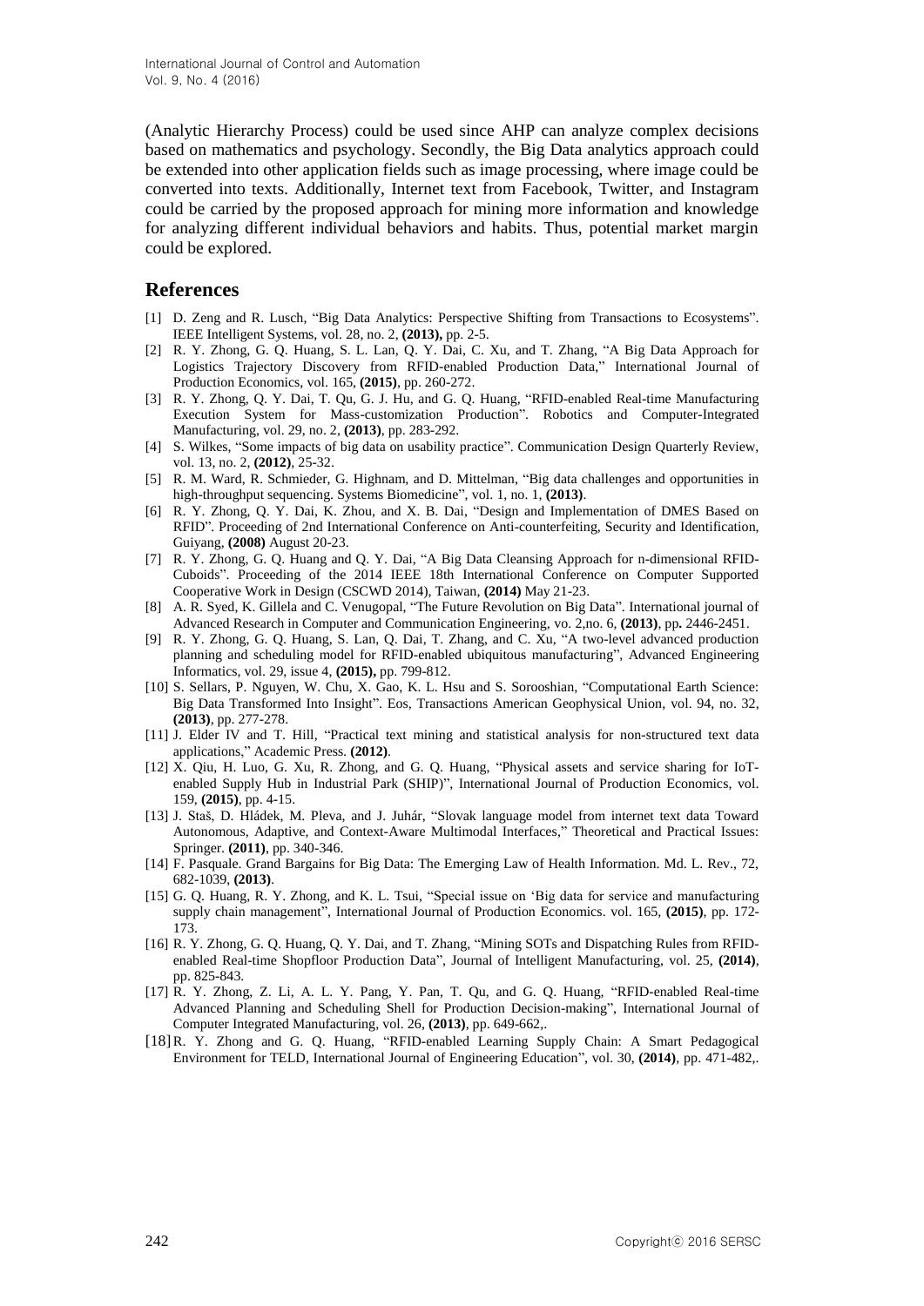(Analytic Hierarchy Process) could be used since AHP can analyze complex decisions based on mathematics and psychology. Secondly, the Big Data analytics approach could be extended into other application fields such as image processing, where image could be converted into texts. Additionally, Internet text from Facebook, Twitter, and Instagram could be carried by the proposed approach for mining more information and knowledge for analyzing different individual behaviors and habits. Thus, potential market margin could be explored.

## References

[1] D. Zeng and R. Lusch, "Big Data Analytics: Perspective Shifting from Transactions to Ecosystems". IEEE Intelligent Systems, vol. 28, no. 2, **(2013),** pp. 2-5.

[2] R. Y. Zhong, G. Q. Huang, S. L. Lan, Q. Y. Dai, C. Xu, and T. Zhang, "A Big Data Approach for Logistics Trajectory Discovery from RFID-enabled Production Data," International Journal of Production Economics, vol. 165, **(2015)**, pp. 260-272.

[3] R. Y. Zhong, Q. Y. Dai, T. Qu, G. J. Hu, and G. Q. Huang, "RFID-enabled Real-time Manufacturing Execution System for Mass-customization Production". Robotics and Computer-Integrated Manufacturing, vol. 29, no. 2, **(2013)**, pp. 283-292.

[4] S. Wilkes, "Some impacts of big data on usability practice". Communication Design Quarterly Review, vol. 13, no. 2, **(2012)**, 25-32.

[5] R. M. Ward, R. Schmieder, G. Highnam, and D. Mittelman, "Big data challenges and opportunities in high-throughput sequencing. Systems Biomedicine", vol. 1, no. 1, **(2013)**.

[6] R. Y. Zhong, Q. Y. Dai, K. Zhou, and X. B. Dai, "Design and Implementation of DMES Based on RFID". Proceeding of 2nd International Conference on Anti-counterfeiting, Security and Identification, Guiyang, **(2008)** August 20-23.

[7] R. Y. Zhong, G. Q. Huang and Q. Y. Dai, "A Big Data Cleansing Approach for n-dimensional RFID-Cuboids". Proceeding of the 2014 IEEE 18th International Conference on Computer Supported Cooperative Work in Design (CSCWD 2014), Taiwan, **(2014)** May 21-23.

[8] A. R. Syed, K. Gillela and C. Venugopal, "The Future Revolution on Big Data". International journal of Advanced Research in Computer and Communication Engineering, vo. 2,no. 6, **(2013)**, pp**.** 2446-2451.

[9] R. Y. Zhong, G. Q. Huang, S. Lan, Q. Dai, T. Zhang, and C. Xu, "A two-level advanced production planning and scheduling model for RFID-enabled ubiquitous manufacturing", Advanced Engineering Informatics, vol. 29, issue 4, **(2015),** pp. 799-812.

[10] S. Sellars, P. Nguyen, W. Chu, X. Gao, K. L. Hsu and S. Sorooshian, "Computational Earth Science: Big Data Transformed Into Insight". Eos, Transactions American Geophysical Union, vol. 94, no. 32, **(2013)**, pp. 277-278.

[11] J. Elder IV and T. Hill, "Practical text mining and statistical analysis for non-structured text data applications," Academic Press. **(2012)**.

[12] X. Qiu, H. Luo, G. Xu, R. Zhong, and G. Q. Huang, "Physical assets and service sharing for IoT-enabled Supply Hub in Industrial Park (SHIP)", International Journal of Production Economics, vol. 159, **(2015)**, pp. 4-15.

[13] J. Staš, D. Hládek, M. Pleva, and J. Juhár, "Slovak language model from internet text data Toward Autonomous, Adaptive, and Context-Aware Multimodal Interfaces," Theoretical and Practical Issues: Springer. **(2011)**, pp. 340-346.

[14] F. Pasquale. Grand Bargains for Big Data: The Emerging Law of Health Information. Md. L. Rev., 72, 682-1039, **(2013)**.

[15] G. Q. Huang, R. Y. Zhong, and K. L. Tsui, "Special issue on 'Big data for service and manufacturing supply chain management", International Journal of Production Economics. vol. 165, **(2015)**, pp. 172-173.

[16] R. Y. Zhong, G. Q. Huang, Q. Y. Dai, and T. Zhang, "Mining SOTs and Dispatching Rules from RFID-enabled Real-time Shopfloor Production Data", Journal of Intelligent Manufacturing, vol. 25, **(2014)**, pp. 825-843.

[17] R. Y. Zhong, Z. Li, A. L. Y. Pang, Y. Pan, T. Qu, and G. Q. Huang, "RFID-enabled Real-time Advanced Planning and Scheduling Shell for Production Decision-making", International Journal of Computer Integrated Manufacturing, vol. 26, **(2013)**, pp. 649-662,.

[18] R. Y. Zhong and G. Q. Huang, "RFID-enabled Learning Supply Chain: A Smart Pedagogical Environment for TELD, International Journal of Engineering Education", vol. 30, **(2014)**, pp. 471-482,.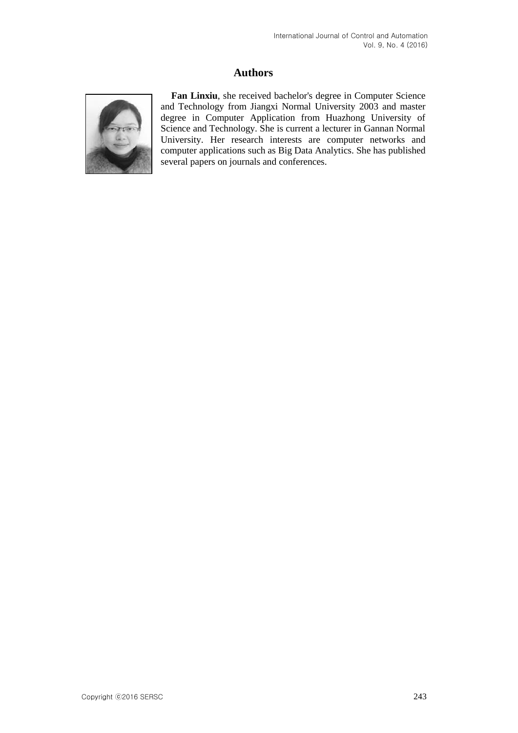## Authors

**Fan Linxiu**, she received bachelor's degree in Computer Science and Technology from Jiangxi Normal University 2003 and master degree in Computer Application from Huazhong University of Science and Technology. She is current a lecturer in Gannan Normal University. Her research interests are computer networks and computer applications such as Big Data Analytics. She has published several papers on journals and conferences.